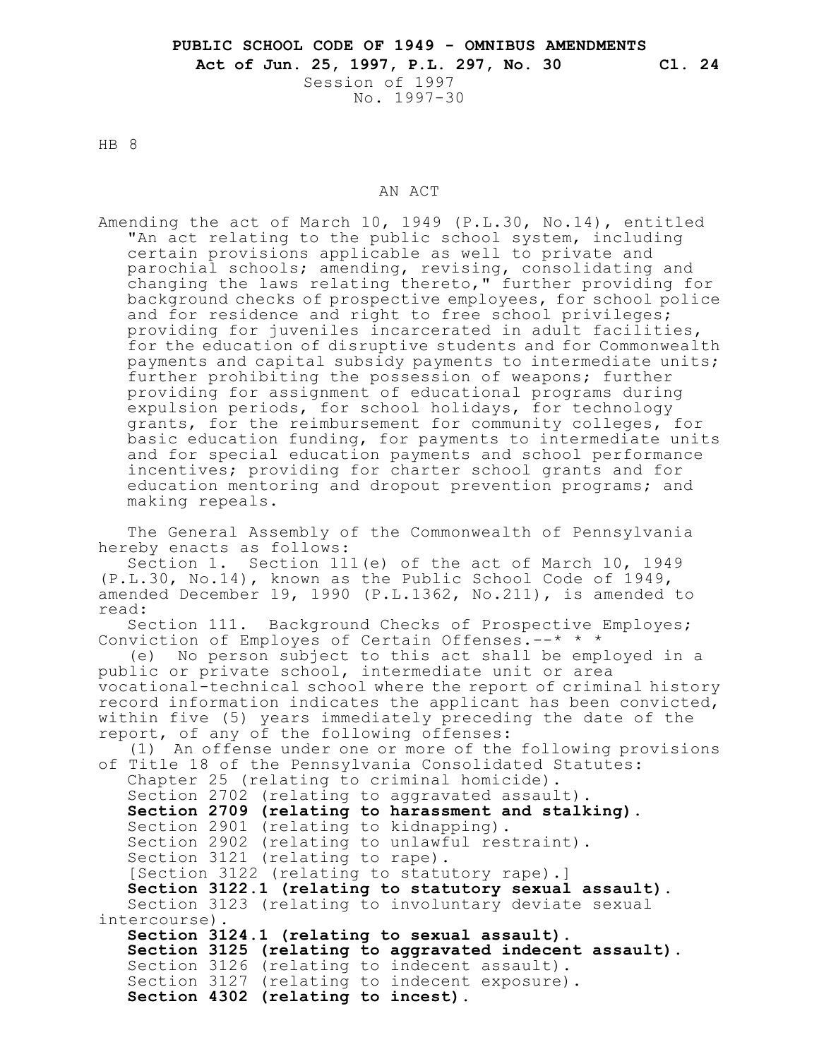**PUBLIC SCHOOL CODE OF 1949 - OMNIBUS AMENDMENTS**
**Act of Jun. 25, 1997, P.L. 297, No. 30 Cl. 24**
Session of 1997
No. 1997-30

HB 8

AN ACT

Amending the act of March 10, 1949 (P.L.30, No.14), entitled "An act relating to the public school system, including certain provisions applicable as well to private and parochial schools; amending, revising, consolidating and changing the laws relating thereto," further providing for background checks of prospective employees, for school police and for residence and right to free school privileges; providing for juveniles incarcerated in adult facilities, for the education of disruptive students and for Commonwealth payments and capital subsidy payments to intermediate units; further prohibiting the possession of weapons; further providing for assignment of educational programs during expulsion periods, for school holidays, for technology grants, for the reimbursement for community colleges, for basic education funding, for payments to intermediate units and for special education payments and school performance incentives; providing for charter school grants and for education mentoring and dropout prevention programs; and making repeals.

The General Assembly of the Commonwealth of Pennsylvania hereby enacts as follows:

Section 1. Section 111(e) of the act of March 10, 1949 (P.L.30, No.14), known as the Public School Code of 1949, amended December 19, 1990 (P.L.1362, No.211), is amended to read:

Section 111. Background Checks of Prospective Employes; Conviction of Employes of Certain Offenses.--* * *

(e) No person subject to this act shall be employed in a public or private school, intermediate unit or area vocational-technical school where the report of criminal history record information indicates the applicant has been convicted, within five (5) years immediately preceding the date of the report, of any of the following offenses:

(1) An offense under one or more of the following provisions of Title 18 of the Pennsylvania Consolidated Statutes:

Chapter 25 (relating to criminal homicide).
Section 2702 (relating to aggravated assault).
**Section 2709 (relating to harassment and stalking).**
Section 2901 (relating to kidnapping).
Section 2902 (relating to unlawful restraint).
Section 3121 (relating to rape).
[Section 3122 (relating to statutory rape).]
**Section 3122.1 (relating to statutory sexual assault).**
Section 3123 (relating to involuntary deviate sexual intercourse).
**Section 3124.1 (relating to sexual assault).**
**Section 3125 (relating to aggravated indecent assault).**
Section 3126 (relating to indecent assault).
Section 3127 (relating to indecent exposure).
**Section 4302 (relating to incest).**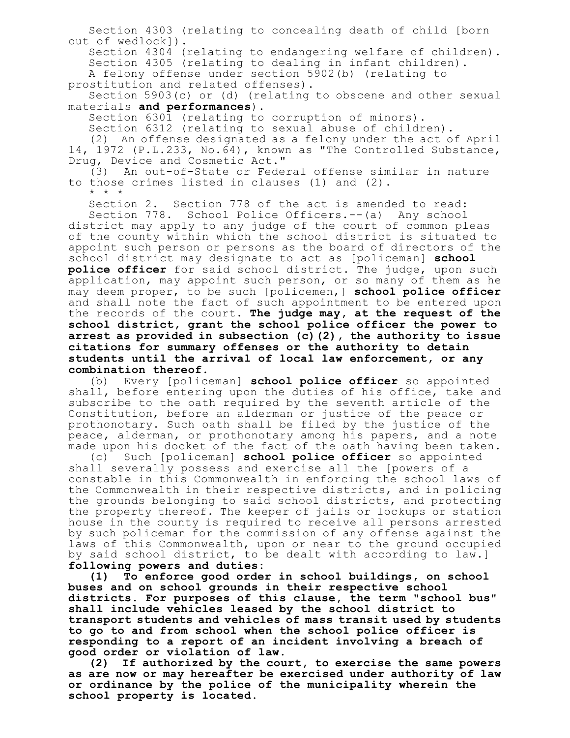Section 4303 (relating to concealing death of child [born out of wedlock]).

Section 4304 (relating to endangering welfare of children).

Section 4305 (relating to dealing in infant children).

A felony offense under section 5902(b) (relating to prostitution and related offenses).

Section 5903(c) or (d) (relating to obscene and other sexual materials **and performances**).

Section 6301 (relating to corruption of minors).

Section 6312 (relating to sexual abuse of children).

(2) An offense designated as a felony under the act of April 14, 1972 (P.L.233, No.64), known as "The Controlled Substance, Drug, Device and Cosmetic Act."

(3) An out-of-State or Federal offense similar in nature to those crimes listed in clauses (1) and (2).

\* \* \*

Section 2. Section 778 of the act is amended to read:

Section 778. School Police Officers.--(a) Any school district may apply to any judge of the court of common pleas of the county within which the school district is situated to appoint such person or persons as the board of directors of the school district may designate to act as [policeman] **school police officer** for said school district. The judge, upon such application, may appoint such person, or so many of them as he may deem proper, to be such [policemen,] **school police officer** and shall note the fact of such appointment to be entered upon the records of the court. **The judge may, at the request of the school district, grant the school police officer the power to arrest as provided in subsection (c)(2), the authority to issue citations for summary offenses or the authority to detain students until the arrival of local law enforcement, or any combination thereof.**

(b) Every [policeman] **school police officer** so appointed shall, before entering upon the duties of his office, take and subscribe to the oath required by the seventh article of the Constitution, before an alderman or justice of the peace or prothonotary. Such oath shall be filed by the justice of the peace, alderman, or prothonotary among his papers, and a note made upon his docket of the fact of the oath having been taken.

(c) Such [policeman] **school police officer** so appointed shall severally possess and exercise all the [powers of a constable in this Commonwealth in enforcing the school laws of the Commonwealth in their respective districts, and in policing the grounds belonging to said school districts, and protecting the property thereof. The keeper of jails or lockups or station house in the county is required to receive all persons arrested by such policeman for the commission of any offense against the laws of this Commonwealth, upon or near to the ground occupied by said school district, to be dealt with according to law.] **following powers and duties:**

**(1) To enforce good order in school buildings, on school buses and on school grounds in their respective school districts. For purposes of this clause, the term "school bus" shall include vehicles leased by the school district to transport students and vehicles of mass transit used by students to go to and from school when the school police officer is responding to a report of an incident involving a breach of good order or violation of law.**

**(2) If authorized by the court, to exercise the same powers as are now or may hereafter be exercised under authority of law or ordinance by the police of the municipality wherein the school property is located.**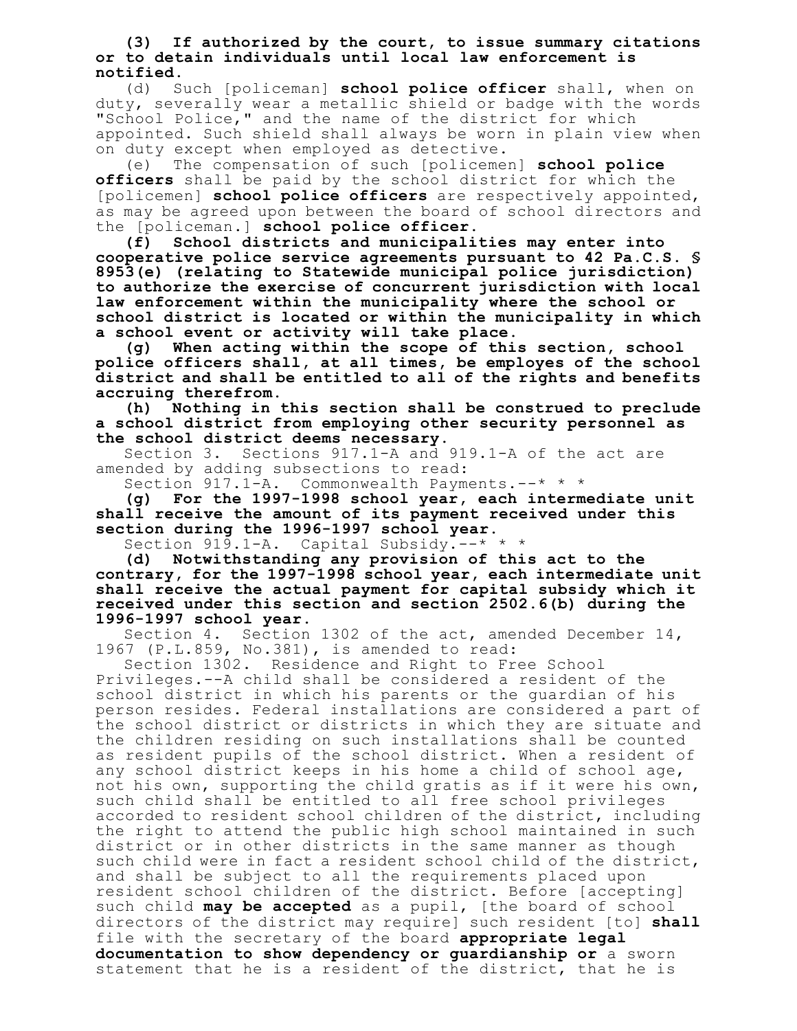**(3) If authorized by the court, to issue summary citations or to detain individuals until local law enforcement is notified.**

(d) Such [policeman] **school police officer** shall, when on duty, severally wear a metallic shield or badge with the words "School Police," and the name of the district for which appointed. Such shield shall always be worn in plain view when on duty except when employed as detective.

(e) The compensation of such [policemen] **school police officers** shall be paid by the school district for which the [policemen] **school police officers** are respectively appointed, as may be agreed upon between the board of school directors and the [policeman.] **school police officer.**

**(f) School districts and municipalities may enter into cooperative police service agreements pursuant to 42 Pa.C.S. § 8953(e) (relating to Statewide municipal police jurisdiction) to authorize the exercise of concurrent jurisdiction with local law enforcement within the municipality where the school or school district is located or within the municipality in which a school event or activity will take place.**

**(g) When acting within the scope of this section, school police officers shall, at all times, be employes of the school district and shall be entitled to all of the rights and benefits accruing therefrom.**

**(h) Nothing in this section shall be construed to preclude a school district from employing other security personnel as the school district deems necessary.**

Section 3. Sections 917.1-A and 919.1-A of the act are amended by adding subsections to read:

Section 917.1-A. Commonwealth Payments.--* * *

**(g) For the 1997-1998 school year, each intermediate unit shall receive the amount of its payment received under this section during the 1996-1997 school year.**

Section 919.1-A. Capital Subsidy.--* * *

**(d) Notwithstanding any provision of this act to the contrary, for the 1997-1998 school year, each intermediate unit shall receive the actual payment for capital subsidy which it received under this section and section 2502.6(b) during the 1996-1997 school year.**

Section 4. Section 1302 of the act, amended December 14, 1967 (P.L.859, No.381), is amended to read:

Section 1302. Residence and Right to Free School Privileges.--A child shall be considered a resident of the school district in which his parents or the guardian of his person resides. Federal installations are considered a part of the school district or districts in which they are situate and the children residing on such installations shall be counted as resident pupils of the school district. When a resident of any school district keeps in his home a child of school age, not his own, supporting the child gratis as if it were his own, such child shall be entitled to all free school privileges accorded to resident school children of the district, including the right to attend the public high school maintained in such district or in other districts in the same manner as though such child were in fact a resident school child of the district, and shall be subject to all the requirements placed upon resident school children of the district. Before [accepting] such child **may be accepted** as a pupil, [the board of school directors of the district may require] such resident [to] **shall** file with the secretary of the board **appropriate legal documentation to show dependency or guardianship or** a sworn statement that he is a resident of the district, that he is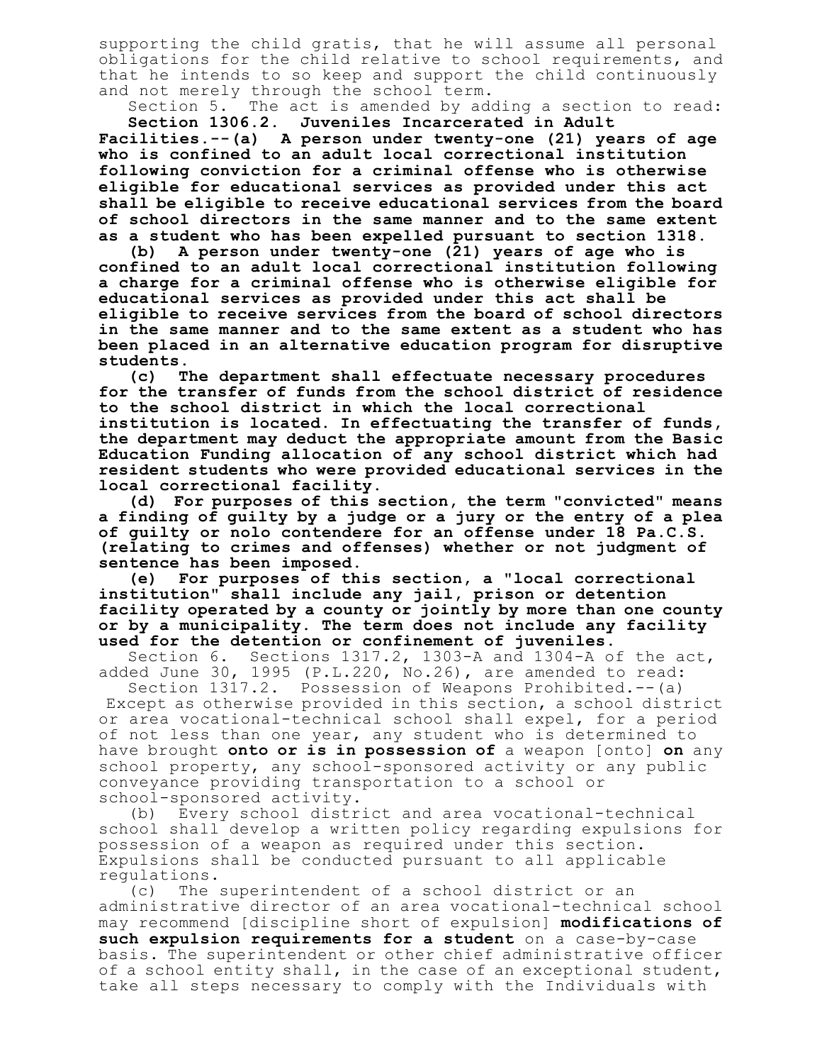supporting the child gratis, that he will assume all personal obligations for the child relative to school requirements, and that he intends to so keep and support the child continuously and not merely through the school term.

Section 5. The act is amended by adding a section to read:

**Section 1306.2. Juveniles Incarcerated in Adult Facilities.--(a) A person under twenty-one (21) years of age who is confined to an adult local correctional institution following conviction for a criminal offense who is otherwise eligible for educational services as provided under this act shall be eligible to receive educational services from the board of school directors in the same manner and to the same extent as a student who has been expelled pursuant to section 1318.**

**(b) A person under twenty-one (21) years of age who is confined to an adult local correctional institution following a charge for a criminal offense who is otherwise eligible for educational services as provided under this act shall be eligible to receive services from the board of school directors in the same manner and to the same extent as a student who has been placed in an alternative education program for disruptive students.**

**(c) The department shall effectuate necessary procedures for the transfer of funds from the school district of residence to the school district in which the local correctional institution is located. In effectuating the transfer of funds, the department may deduct the appropriate amount from the Basic Education Funding allocation of any school district which had resident students who were provided educational services in the local correctional facility.**

**(d) For purposes of this section, the term "convicted" means a finding of guilty by a judge or a jury or the entry of a plea of guilty or nolo contendere for an offense under 18 Pa.C.S. (relating to crimes and offenses) whether or not judgment of sentence has been imposed.**

**(e) For purposes of this section, a "local correctional institution" shall include any jail, prison or detention facility operated by a county or jointly by more than one county or by a municipality. The term does not include any facility used for the detention or confinement of juveniles.**

Section 6. Sections 1317.2, 1303-A and 1304-A of the act, added June 30, 1995 (P.L.220, No.26), are amended to read:

Section 1317.2. Possession of Weapons Prohibited.--(a) Except as otherwise provided in this section, a school district or area vocational-technical school shall expel, for a period of not less than one year, any student who is determined to have brought **onto or is in possession of** a weapon [onto] **on** any school property, any school-sponsored activity or any public conveyance providing transportation to a school or school-sponsored activity.

(b) Every school district and area vocational-technical school shall develop a written policy regarding expulsions for possession of a weapon as required under this section. Expulsions shall be conducted pursuant to all applicable regulations.

(c) The superintendent of a school district or an administrative director of an area vocational-technical school may recommend [discipline short of expulsion] **modifications of such expulsion requirements for a student** on a case-by-case basis. The superintendent or other chief administrative officer of a school entity shall, in the case of an exceptional student, take all steps necessary to comply with the Individuals with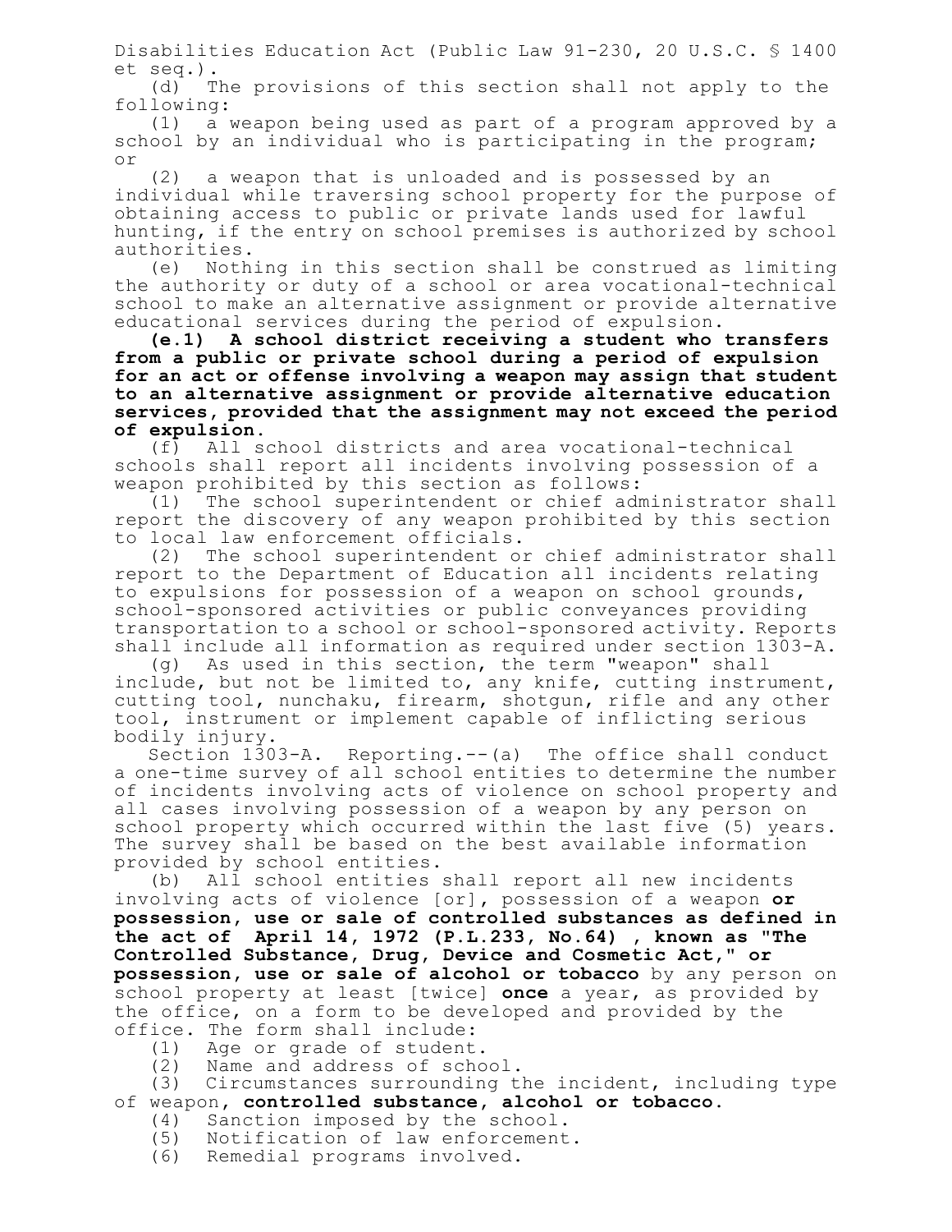Disabilities Education Act (Public Law 91-230, 20 U.S.C. § 1400 et seq.).

(d) The provisions of this section shall not apply to the following:

(1) a weapon being used as part of a program approved by a school by an individual who is participating in the program; or

(2) a weapon that is unloaded and is possessed by an individual while traversing school property for the purpose of obtaining access to public or private lands used for lawful hunting, if the entry on school premises is authorized by school authorities.

(e) Nothing in this section shall be construed as limiting the authority or duty of a school or area vocational-technical school to make an alternative assignment or provide alternative educational services during the period of expulsion.

**(e.1) A school district receiving a student who transfers from a public or private school during a period of expulsion for an act or offense involving a weapon may assign that student to an alternative assignment or provide alternative education services, provided that the assignment may not exceed the period of expulsion.**

(f) All school districts and area vocational-technical schools shall report all incidents involving possession of a weapon prohibited by this section as follows:

(1) The school superintendent or chief administrator shall report the discovery of any weapon prohibited by this section to local law enforcement officials.

(2) The school superintendent or chief administrator shall report to the Department of Education all incidents relating to expulsions for possession of a weapon on school grounds, school-sponsored activities or public conveyances providing transportation to a school or school-sponsored activity. Reports shall include all information as required under section 1303-A.

(g) As used in this section, the term "weapon" shall include, but not be limited to, any knife, cutting instrument, cutting tool, nunchaku, firearm, shotgun, rifle and any other tool, instrument or implement capable of inflicting serious bodily injury.

Section 1303-A. Reporting.--(a) The office shall conduct a one-time survey of all school entities to determine the number of incidents involving acts of violence on school property and all cases involving possession of a weapon by any person on school property which occurred within the last five (5) years. The survey shall be based on the best available information provided by school entities.

(b) All school entities shall report all new incidents involving acts of violence [or], possession of a weapon **or possession, use or sale of controlled substances as defined in the act of April 14, 1972 (P.L.233, No.64), known as "The Controlled Substance, Drug, Device and Cosmetic Act," or possession, use or sale of alcohol or tobacco** by any person on school property at least [twice] **once** a year, as provided by the office, on a form to be developed and provided by the office. The form shall include:

(1) Age or grade of student.

(2) Name and address of school.

(3) Circumstances surrounding the incident, including type of weapon**, controlled substance, alcohol or tobacco**.

(4) Sanction imposed by the school.

(5) Notification of law enforcement.

(6) Remedial programs involved.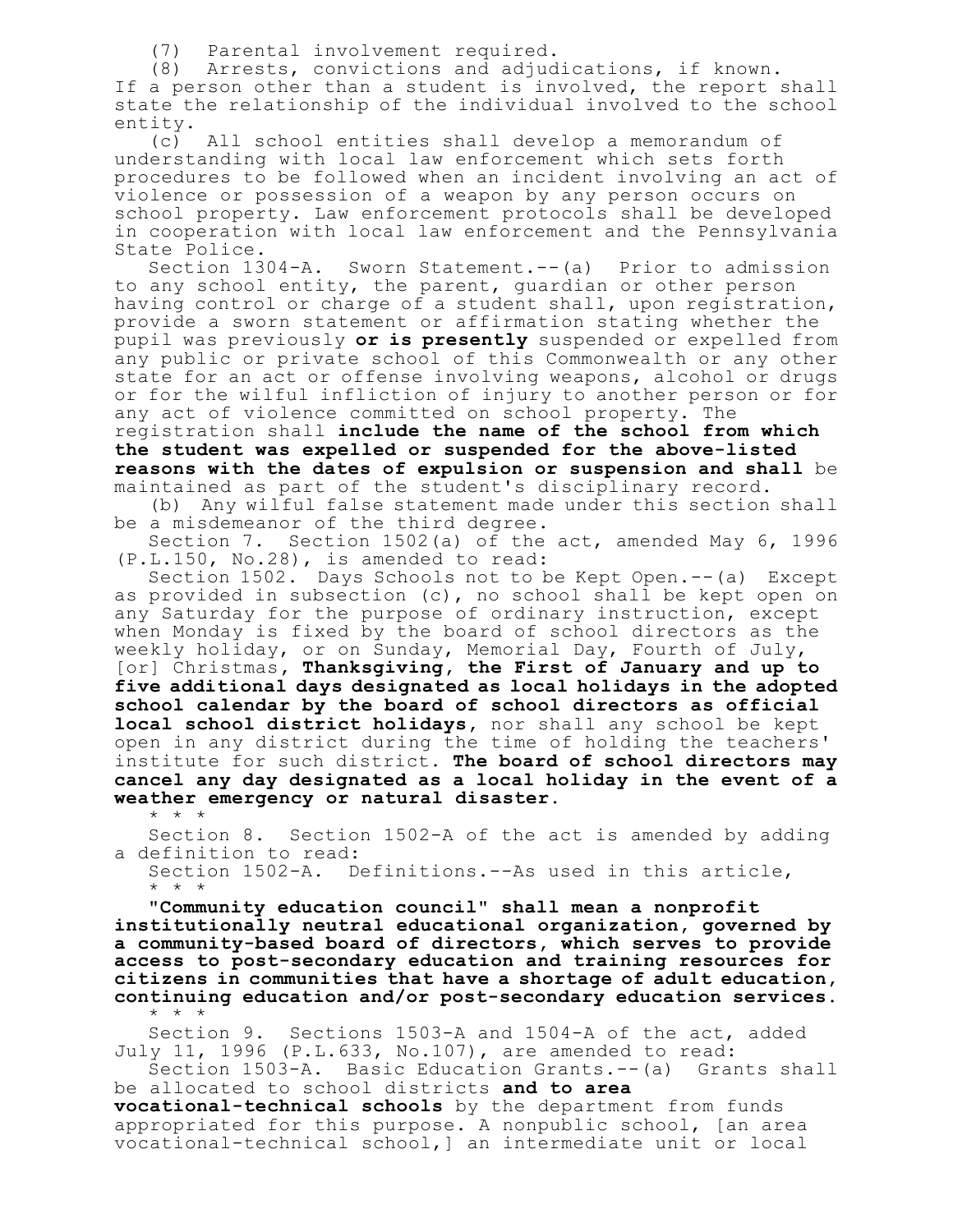(7) Parental involvement required.

(8) Arrests, convictions and adjudications, if known.

If a person other than a student is involved, the report shall state the relationship of the individual involved to the school entity.

(c) All school entities shall develop a memorandum of understanding with local law enforcement which sets forth procedures to be followed when an incident involving an act of violence or possession of a weapon by any person occurs on school property. Law enforcement protocols shall be developed in cooperation with local law enforcement and the Pennsylvania State Police.

Section 1304-A. Sworn Statement.--(a) Prior to admission to any school entity, the parent, guardian or other person having control or charge of a student shall, upon registration, provide a sworn statement or affirmation stating whether the pupil was previously **or is presently** suspended or expelled from any public or private school of this Commonwealth or any other state for an act or offense involving weapons, alcohol or drugs or for the wilful infliction of injury to another person or for any act of violence committed on school property. The registration shall **include the name of the school from which the student was expelled or suspended for the above-listed reasons with the dates of expulsion or suspension and shall** be maintained as part of the student's disciplinary record.

(b) Any wilful false statement made under this section shall be a misdemeanor of the third degree.

Section 7. Section 1502(a) of the act, amended May 6, 1996 (P.L.150, No.28), is amended to read:

Section 1502. Days Schools not to be Kept Open.--(a) Except as provided in subsection (c), no school shall be kept open on any Saturday for the purpose of ordinary instruction, except when Monday is fixed by the board of school directors as the weekly holiday, or on Sunday, Memorial Day, Fourth of July, [or] Christmas, **Thanksgiving, the First of January and up to five additional days designated as local holidays in the adopted school calendar by the board of school directors as official local school district holidays**, nor shall any school be kept open in any district during the time of holding the teachers' institute for such district. **The board of school directors may cancel any day designated as a local holiday in the event of a weather emergency or natural disaster.**

\* \* \*

Section 8. Section 1502-A of the act is amended by adding a definition to read:

Section 1502-A. Definitions.--As used in this article,

\* \* \*

**"Community education council" shall mean a nonprofit institutionally neutral educational organization, governed by a community-based board of directors, which serves to provide access to post-secondary education and training resources for citizens in communities that have a shortage of adult education, continuing education and/or post-secondary education services.**

\* \* \*

Section 9. Sections 1503-A and 1504-A of the act, added July 11, 1996 (P.L.633, No.107), are amended to read:

Section 1503-A. Basic Education Grants.--(a) Grants shall be allocated to school districts **and to area vocational-technical schools** by the department from funds appropriated for this purpose. A nonpublic school, [an area vocational-technical school,] an intermediate unit or local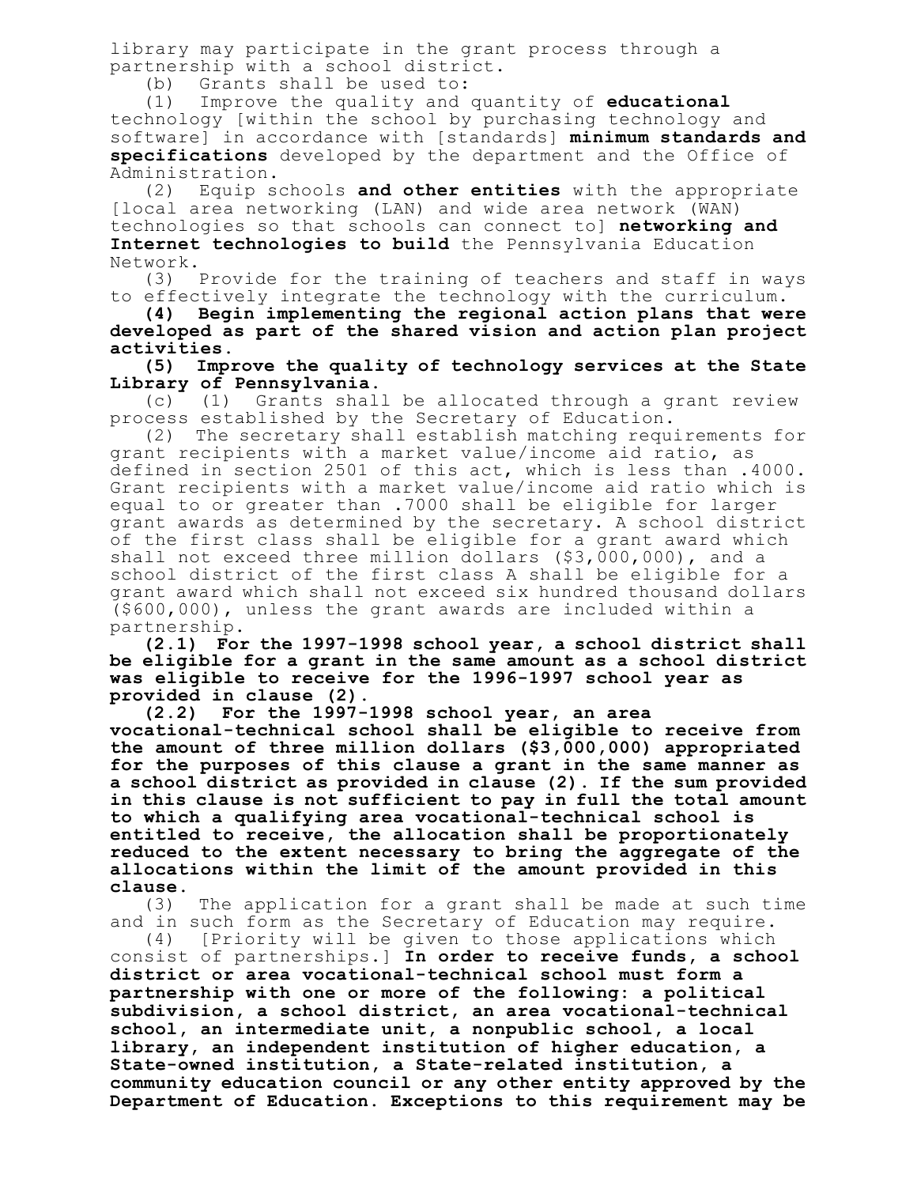library may participate in the grant process through a partnership with a school district.

(b) Grants shall be used to:

(1) Improve the quality and quantity of **educational** technology [within the school by purchasing technology and software] in accordance with [standards] **minimum standards and specifications** developed by the department and the Office of Administration.

(2) Equip schools **and other entities** with the appropriate [local area networking (LAN) and wide area network (WAN) technologies so that schools can connect to] **networking and Internet technologies to build** the Pennsylvania Education Network.

(3) Provide for the training of teachers and staff in ways to effectively integrate the technology with the curriculum.

**(4) Begin implementing the regional action plans that were developed as part of the shared vision and action plan project activities.**

**(5) Improve the quality of technology services at the State Library of Pennsylvania.**

(c) (1) Grants shall be allocated through a grant review process established by the Secretary of Education.

(2) The secretary shall establish matching requirements for grant recipients with a market value/income aid ratio, as defined in section 2501 of this act, which is less than .4000. Grant recipients with a market value/income aid ratio which is equal to or greater than .7000 shall be eligible for larger grant awards as determined by the secretary. A school district of the first class shall be eligible for a grant award which shall not exceed three million dollars ($3,000,000), and a school district of the first class A shall be eligible for a grant award which shall not exceed six hundred thousand dollars ($600,000), unless the grant awards are included within a partnership.

**(2.1) For the 1997-1998 school year, a school district shall be eligible for a grant in the same amount as a school district was eligible to receive for the 1996-1997 school year as provided in clause (2).**

**(2.2) For the 1997-1998 school year, an area vocational-technical school shall be eligible to receive from the amount of three million dollars ($3,000,000) appropriated for the purposes of this clause a grant in the same manner as a school district as provided in clause (2). If the sum provided in this clause is not sufficient to pay in full the total amount to which a qualifying area vocational-technical school is entitled to receive, the allocation shall be proportionately reduced to the extent necessary to bring the aggregate of the allocations within the limit of the amount provided in this clause.**

(3) The application for a grant shall be made at such time and in such form as the Secretary of Education may require.

(4) [Priority will be given to those applications which consist of partnerships.] **In order to receive funds, a school district or area vocational-technical school must form a partnership with one or more of the following: a political subdivision, a school district, an area vocational-technical school, an intermediate unit, a nonpublic school, a local library, an independent institution of higher education, a State-owned institution, a State-related institution, a community education council or any other entity approved by the Department of Education. Exceptions to this requirement may be**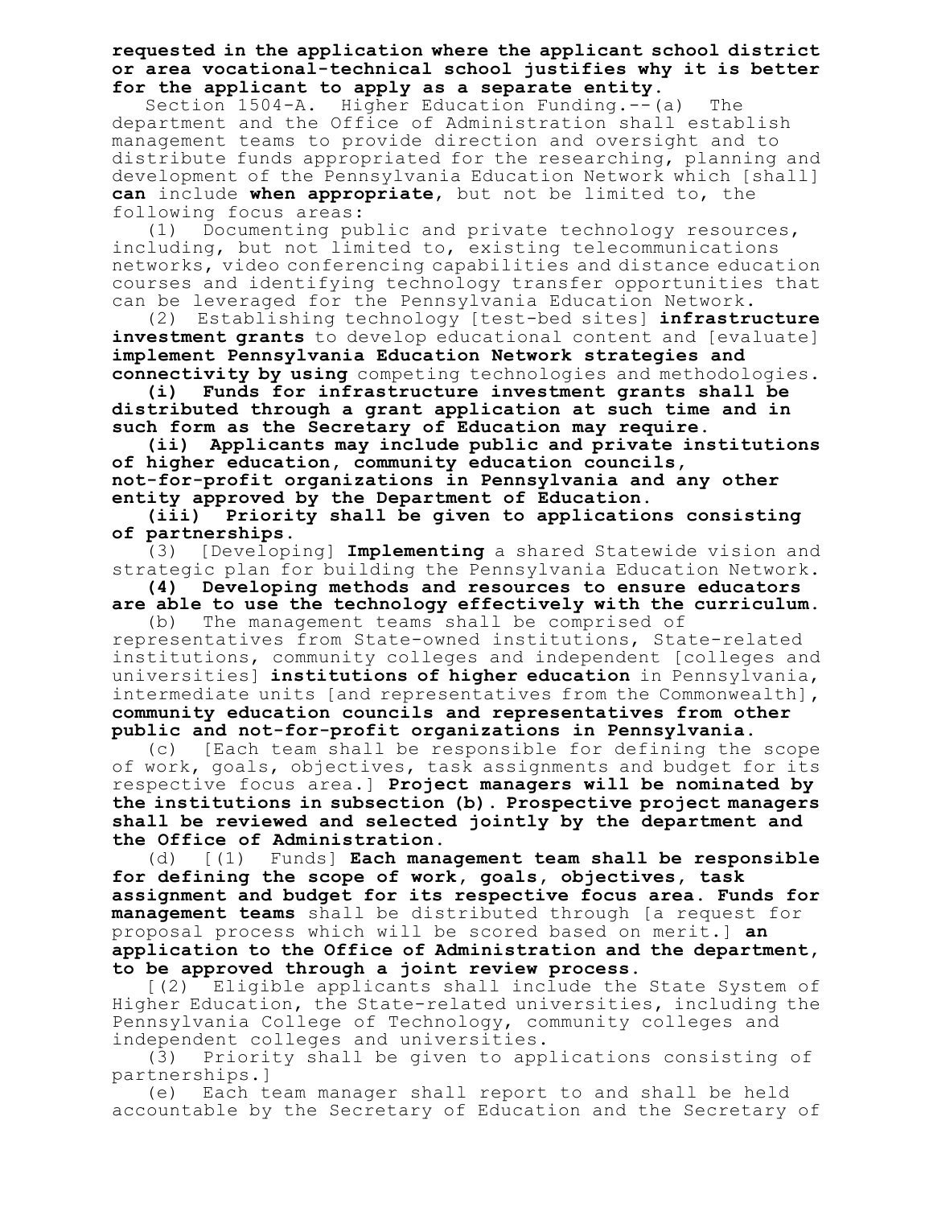**requested in the application where the applicant school district or area vocational-technical school justifies why it is better for the applicant to apply as a separate entity.**

Section 1504-A. Higher Education Funding.--(a) The department and the Office of Administration shall establish management teams to provide direction and oversight and to distribute funds appropriated for the researching, planning and development of the Pennsylvania Education Network which [shall] **can** include **when appropriate**, but not be limited to, the following focus areas:

(1) Documenting public and private technology resources, including, but not limited to, existing telecommunications networks, video conferencing capabilities and distance education courses and identifying technology transfer opportunities that can be leveraged for the Pennsylvania Education Network.

(2) Establishing technology [test-bed sites] **infrastructure investment grants** to develop educational content and [evaluate] **implement Pennsylvania Education Network strategies and connectivity by using** competing technologies and methodologies.

**(i) Funds for infrastructure investment grants shall be distributed through a grant application at such time and in such form as the Secretary of Education may require.**

**(ii) Applicants may include public and private institutions of higher education, community education councils, not-for-profit organizations in Pennsylvania and any other entity approved by the Department of Education.**

**(iii) Priority shall be given to applications consisting of partnerships.**

(3) [Developing] **Implementing** a shared Statewide vision and strategic plan for building the Pennsylvania Education Network.

**(4) Developing methods and resources to ensure educators are able to use the technology effectively with the curriculum.**

(b) The management teams shall be comprised of representatives from State-owned institutions, State-related institutions, community colleges and independent [colleges and universities] **institutions of higher education** in Pennsylvania, intermediate units [and representatives from the Commonwealth], **community education councils and representatives from other public and not-for-profit organizations in Pennsylvania.**

(c) [Each team shall be responsible for defining the scope of work, goals, objectives, task assignments and budget for its respective focus area.] **Project managers will be nominated by the institutions in subsection (b). Prospective project managers shall be reviewed and selected jointly by the department and the Office of Administration.**

(d) [(1) Funds] **Each management team shall be responsible for defining the scope of work, goals, objectives, task assignment and budget for its respective focus area. Funds for management teams** shall be distributed through [a request for proposal process which will be scored based on merit.] **an application to the Office of Administration and the department, to be approved through a joint review process.**

[(2) Eligible applicants shall include the State System of Higher Education, the State-related universities, including the Pennsylvania College of Technology, community colleges and independent colleges and universities.

(3) Priority shall be given to applications consisting of partnerships.]

(e) Each team manager shall report to and shall be held accountable by the Secretary of Education and the Secretary of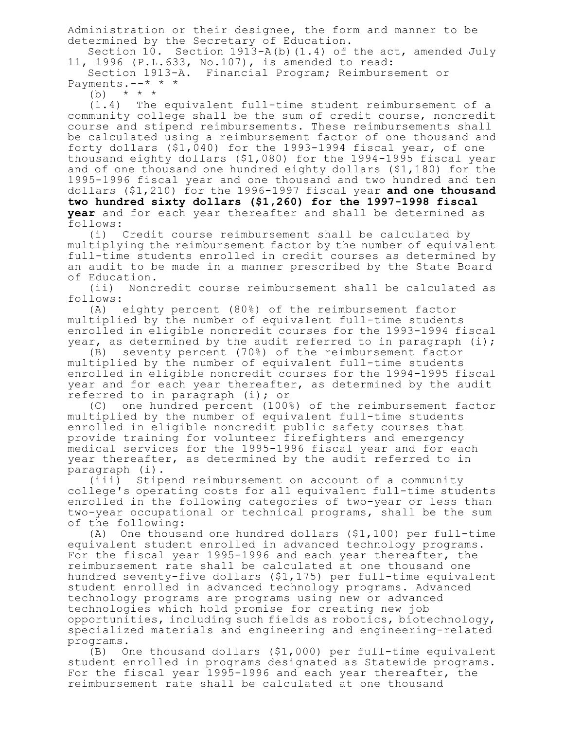Administration or their designee, the form and manner to be determined by the Secretary of Education.

Section 10. Section 1913-A(b)(1.4) of the act, amended July 11, 1996 (P.L.633, No.107), is amended to read:

Section 1913-A. Financial Program; Reimbursement or Payments.--* * *

(b) * * *

(1.4) The equivalent full-time student reimbursement of a community college shall be the sum of credit course, noncredit course and stipend reimbursements. These reimbursements shall be calculated using a reimbursement factor of one thousand and forty dollars ($1,040) for the 1993-1994 fiscal year, of one thousand eighty dollars ($1,080) for the 1994-1995 fiscal year and of one thousand one hundred eighty dollars ($1,180) for the 1995-1996 fiscal year and one thousand and two hundred and ten dollars ($1,210) for the 1996-1997 fiscal year **and one thousand two hundred sixty dollars ($1,260) for the 1997-1998 fiscal year** and for each year thereafter and shall be determined as follows:

(i) Credit course reimbursement shall be calculated by multiplying the reimbursement factor by the number of equivalent full-time students enrolled in credit courses as determined by an audit to be made in a manner prescribed by the State Board of Education.

(ii) Noncredit course reimbursement shall be calculated as follows:

(A) eighty percent (80%) of the reimbursement factor multiplied by the number of equivalent full-time students enrolled in eligible noncredit courses for the 1993-1994 fiscal year, as determined by the audit referred to in paragraph (i);

(B) seventy percent (70%) of the reimbursement factor multiplied by the number of equivalent full-time students enrolled in eligible noncredit courses for the 1994-1995 fiscal year and for each year thereafter, as determined by the audit referred to in paragraph (i); or

(C) one hundred percent (100%) of the reimbursement factor multiplied by the number of equivalent full-time students enrolled in eligible noncredit public safety courses that provide training for volunteer firefighters and emergency medical services for the 1995-1996 fiscal year and for each year thereafter, as determined by the audit referred to in paragraph (i).

(iii) Stipend reimbursement on account of a community college's operating costs for all equivalent full-time students enrolled in the following categories of two-year or less than two-year occupational or technical programs, shall be the sum of the following:

(A) One thousand one hundred dollars ($1,100) per full-time equivalent student enrolled in advanced technology programs. For the fiscal year 1995-1996 and each year thereafter, the reimbursement rate shall be calculated at one thousand one hundred seventy-five dollars ($1,175) per full-time equivalent student enrolled in advanced technology programs. Advanced technology programs are programs using new or advanced technologies which hold promise for creating new job opportunities, including such fields as robotics, biotechnology, specialized materials and engineering and engineering-related programs.

(B) One thousand dollars ($1,000) per full-time equivalent student enrolled in programs designated as Statewide programs. For the fiscal year 1995-1996 and each year thereafter, the reimbursement rate shall be calculated at one thousand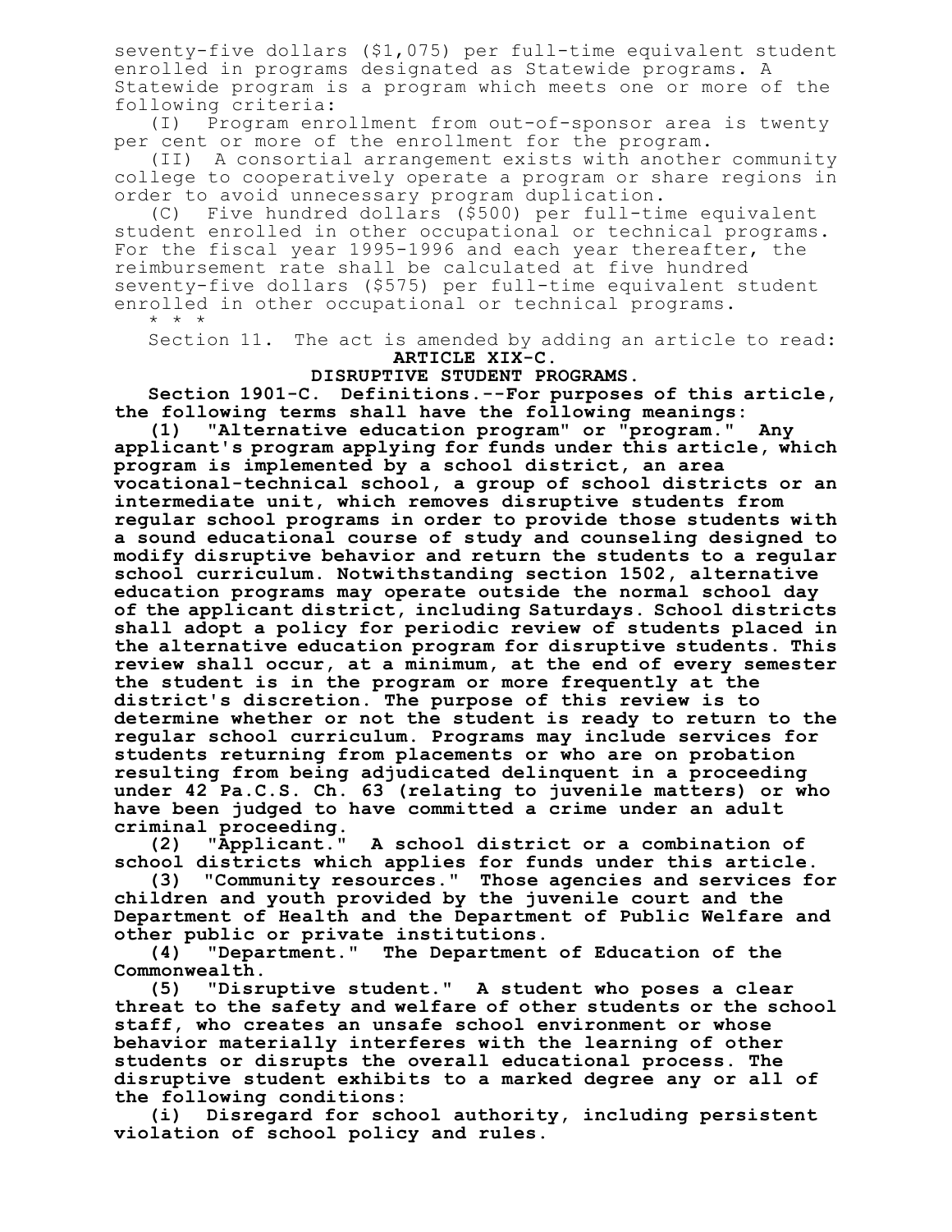seventy-five dollars ($1,075) per full-time equivalent student enrolled in programs designated as Statewide programs. A Statewide program is a program which meets one or more of the following criteria:

(I) Program enrollment from out-of-sponsor area is twenty per cent or more of the enrollment for the program.

(II) A consortial arrangement exists with another community college to cooperatively operate a program or share regions in order to avoid unnecessary program duplication.

(C) Five hundred dollars ($500) per full-time equivalent student enrolled in other occupational or technical programs. For the fiscal year 1995-1996 and each year thereafter, the reimbursement rate shall be calculated at five hundred seventy-five dollars ($575) per full-time equivalent student enrolled in other occupational or technical programs.

\* \* \*

Section 11. The act is amended by adding an article to read:

**ARTICLE XIX-C.**

**DISRUPTIVE STUDENT PROGRAMS.**

**Section 1901-C. Definitions.--For purposes of this article, the following terms shall have the following meanings:**

**(1) "Alternative education program" or "program." Any applicant's program applying for funds under this article, which program is implemented by a school district, an area vocational-technical school, a group of school districts or an intermediate unit, which removes disruptive students from regular school programs in order to provide those students with a sound educational course of study and counseling designed to modify disruptive behavior and return the students to a regular school curriculum. Notwithstanding section 1502, alternative education programs may operate outside the normal school day of the applicant district, including Saturdays. School districts shall adopt a policy for periodic review of students placed in the alternative education program for disruptive students. This review shall occur, at a minimum, at the end of every semester the student is in the program or more frequently at the district's discretion. The purpose of this review is to determine whether or not the student is ready to return to the regular school curriculum. Programs may include services for students returning from placements or who are on probation resulting from being adjudicated delinquent in a proceeding under 42 Pa.C.S. Ch. 63 (relating to juvenile matters) or who have been judged to have committed a crime under an adult criminal proceeding.**

**(2) "Applicant." A school district or a combination of school districts which applies for funds under this article.**

**(3) "Community resources." Those agencies and services for children and youth provided by the juvenile court and the Department of Health and the Department of Public Welfare and other public or private institutions.**

**(4) "Department." The Department of Education of the Commonwealth.**

**(5) "Disruptive student." A student who poses a clear threat to the safety and welfare of other students or the school staff, who creates an unsafe school environment or whose behavior materially interferes with the learning of other students or disrupts the overall educational process. The disruptive student exhibits to a marked degree any or all of the following conditions:**

**(i) Disregard for school authority, including persistent violation of school policy and rules.**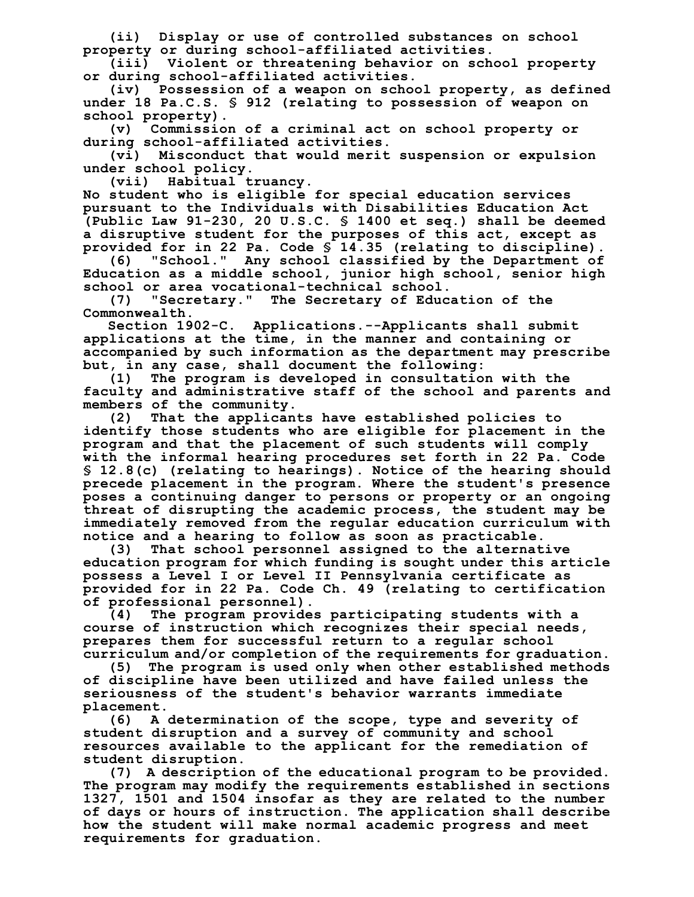(ii) Display or use of controlled substances on school property or during school-affiliated activities.

(iii) Violent or threatening behavior on school property or during school-affiliated activities.

(iv) Possession of a weapon on school property, as defined under 18 Pa.C.S. § 912 (relating to possession of weapon on school property).

(v) Commission of a criminal act on school property or during school-affiliated activities.

(vi) Misconduct that would merit suspension or expulsion under school policy.

(vii) Habitual truancy.

No student who is eligible for special education services pursuant to the Individuals with Disabilities Education Act (Public Law 91-230, 20 U.S.C. § 1400 et seq.) shall be deemed a disruptive student for the purposes of this act, except as provided for in 22 Pa. Code § 14.35 (relating to discipline).

(6) "School." Any school classified by the Department of Education as a middle school, junior high school, senior high school or area vocational-technical school.

(7) "Secretary." The Secretary of Education of the Commonwealth.

Section 1902-C. Applications.--Applicants shall submit applications at the time, in the manner and containing or accompanied by such information as the department may prescribe but, in any case, shall document the following:

(1) The program is developed in consultation with the faculty and administrative staff of the school and parents and members of the community.

(2) That the applicants have established policies to identify those students who are eligible for placement in the program and that the placement of such students will comply with the informal hearing procedures set forth in 22 Pa. Code § 12.8(c) (relating to hearings). Notice of the hearing should precede placement in the program. Where the student's presence poses a continuing danger to persons or property or an ongoing threat of disrupting the academic process, the student may be immediately removed from the regular education curriculum with notice and a hearing to follow as soon as practicable.

(3) That school personnel assigned to the alternative education program for which funding is sought under this article possess a Level I or Level II Pennsylvania certificate as provided for in 22 Pa. Code Ch. 49 (relating to certification of professional personnel).

(4) The program provides participating students with a course of instruction which recognizes their special needs, prepares them for successful return to a regular school curriculum and/or completion of the requirements for graduation.

(5) The program is used only when other established methods of discipline have been utilized and have failed unless the seriousness of the student's behavior warrants immediate placement.

(6) A determination of the scope, type and severity of student disruption and a survey of community and school resources available to the applicant for the remediation of student disruption.

(7) A description of the educational program to be provided. The program may modify the requirements established in sections 1327, 1501 and 1504 insofar as they are related to the number of days or hours of instruction. The application shall describe how the student will make normal academic progress and meet requirements for graduation.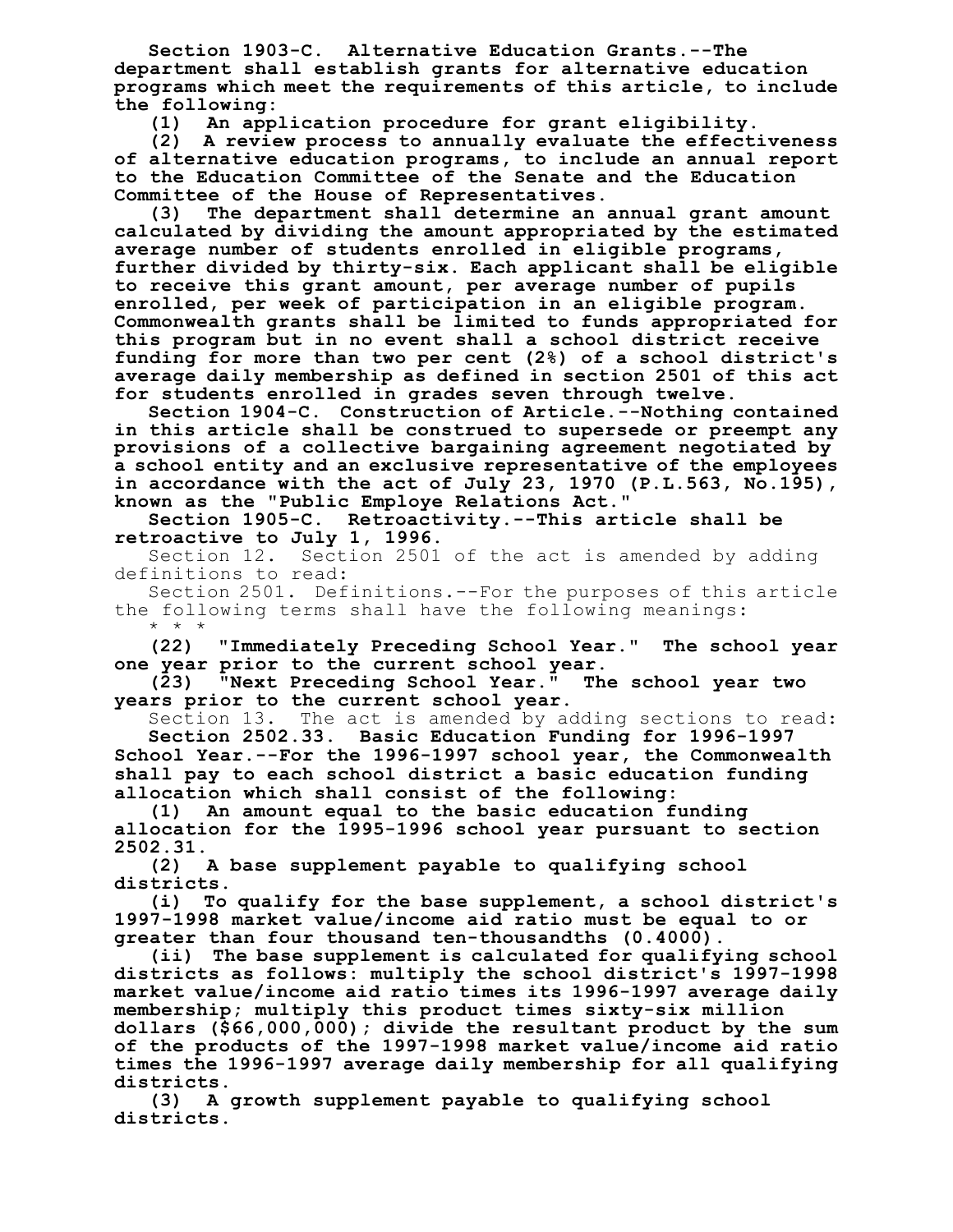**Section 1903-C. Alternative Education Grants.--The department shall establish grants for alternative education programs which meet the requirements of this article, to include the following:**

**(1) An application procedure for grant eligibility.**

**(2) A review process to annually evaluate the effectiveness of alternative education programs, to include an annual report to the Education Committee of the Senate and the Education Committee of the House of Representatives.**

**(3) The department shall determine an annual grant amount calculated by dividing the amount appropriated by the estimated average number of students enrolled in eligible programs, further divided by thirty-six. Each applicant shall be eligible to receive this grant amount, per average number of pupils enrolled, per week of participation in an eligible program. Commonwealth grants shall be limited to funds appropriated for this program but in no event shall a school district receive funding for more than two per cent (2%) of a school district's average daily membership as defined in section 2501 of this act for students enrolled in grades seven through twelve.**

**Section 1904-C. Construction of Article.--Nothing contained in this article shall be construed to supersede or preempt any provisions of a collective bargaining agreement negotiated by a school entity and an exclusive representative of the employees in accordance with the act of July 23, 1970 (P.L.563, No.195), known as the "Public Employe Relations Act."**

**Section 1905-C. Retroactivity.--This article shall be retroactive to July 1, 1996.**

Section 12. Section 2501 of the act is amended by adding definitions to read:

Section 2501. Definitions.--For the purposes of this article the following terms shall have the following meanings:

\* \* \*

**(22) "Immediately Preceding School Year." The school year one year prior to the current school year.**

**(23) "Next Preceding School Year." The school year two years prior to the current school year.**

Section 13. The act is amended by adding sections to read:

**Section 2502.33. Basic Education Funding for 1996-1997 School Year.--For the 1996-1997 school year, the Commonwealth shall pay to each school district a basic education funding allocation which shall consist of the following:**

**(1) An amount equal to the basic education funding allocation for the 1995-1996 school year pursuant to section 2502.31.**

**(2) A base supplement payable to qualifying school districts.**

**(i) To qualify for the base supplement, a school district's 1997-1998 market value/income aid ratio must be equal to or greater than four thousand ten-thousandths (0.4000).**

**(ii) The base supplement is calculated for qualifying school districts as follows: multiply the school district's 1997-1998 market value/income aid ratio times its 1996-1997 average daily membership; multiply this product times sixty-six million dollars ($66,000,000); divide the resultant product by the sum of the products of the 1997-1998 market value/income aid ratio times the 1996-1997 average daily membership for all qualifying districts.**

**(3) A growth supplement payable to qualifying school districts.**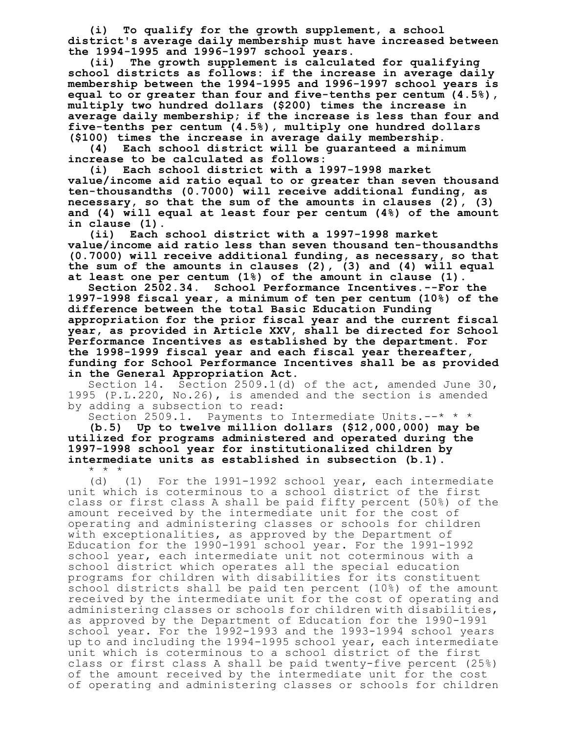**(i) To qualify for the growth supplement, a school district's average daily membership must have increased between the 1994-1995 and 1996-1997 school years.**

**(ii) The growth supplement is calculated for qualifying school districts as follows: if the increase in average daily membership between the 1994-1995 and 1996-1997 school years is equal to or greater than four and five-tenths per centum (4.5%), multiply two hundred dollars ($200) times the increase in average daily membership; if the increase is less than four and five-tenths per centum (4.5%), multiply one hundred dollars ($100) times the increase in average daily membership.**

**(4) Each school district will be guaranteed a minimum increase to be calculated as follows:**

**(i) Each school district with a 1997-1998 market value/income aid ratio equal to or greater than seven thousand ten-thousandths (0.7000) will receive additional funding, as necessary, so that the sum of the amounts in clauses (2), (3) and (4) will equal at least four per centum (4%) of the amount in clause (1).**

**(ii) Each school district with a 1997-1998 market value/income aid ratio less than seven thousand ten-thousandths (0.7000) will receive additional funding, as necessary, so that the sum of the amounts in clauses (2), (3) and (4) will equal at least one per centum (1%) of the amount in clause (1).**

**Section 2502.34. School Performance Incentives.--For the 1997-1998 fiscal year, a minimum of ten per centum (10%) of the difference between the total Basic Education Funding appropriation for the prior fiscal year and the current fiscal year, as provided in Article XXV, shall be directed for School Performance Incentives as established by the department. For the 1998-1999 fiscal year and each fiscal year thereafter, funding for School Performance Incentives shall be as provided in the General Appropriation Act.**

Section 14. Section 2509.1(d) of the act, amended June 30, 1995 (P.L.220, No.26), is amended and the section is amended by adding a subsection to read:

Section 2509.1. Payments to Intermediate Units.--* * *

**(b.5) Up to twelve million dollars ($12,000,000) may be utilized for programs administered and operated during the 1997-1998 school year for institutionalized children by intermediate units as established in subsection (b.1).**

* * *

(d) (1) For the 1991-1992 school year, each intermediate unit which is coterminous to a school district of the first class or first class A shall be paid fifty percent (50%) of the amount received by the intermediate unit for the cost of operating and administering classes or schools for children with exceptionalities, as approved by the Department of Education for the 1990-1991 school year. For the 1991-1992 school year, each intermediate unit not coterminous with a school district which operates all the special education programs for children with disabilities for its constituent school districts shall be paid ten percent (10%) of the amount received by the intermediate unit for the cost of operating and administering classes or schools for children with disabilities, as approved by the Department of Education for the 1990-1991 school year. For the 1992-1993 and the 1993-1994 school years up to and including the 1994-1995 school year, each intermediate unit which is coterminous to a school district of the first class or first class A shall be paid twenty-five percent (25%) of the amount received by the intermediate unit for the cost of operating and administering classes or schools for children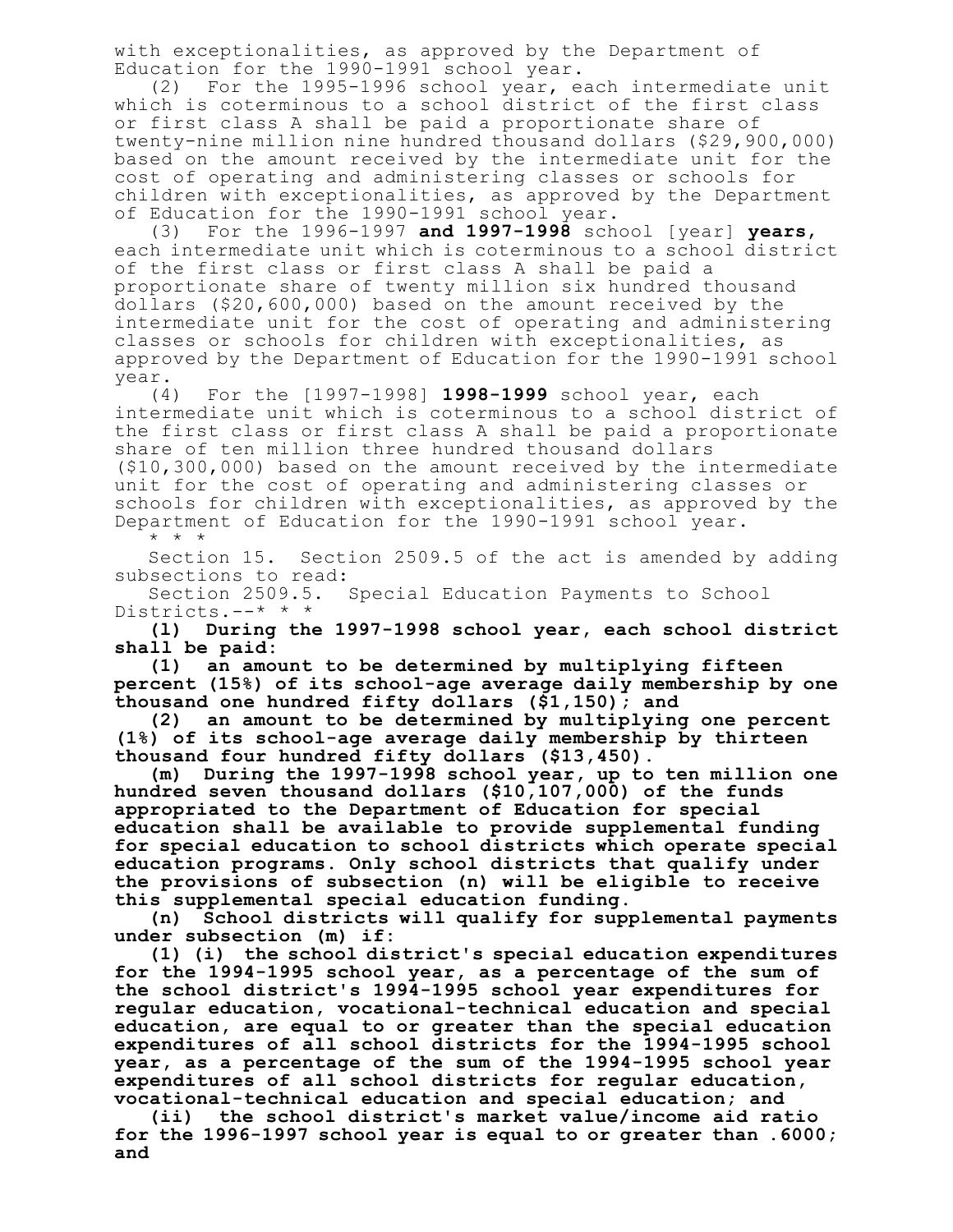with exceptionalities, as approved by the Department of Education for the 1990-1991 school year.

(2) For the 1995-1996 school year, each intermediate unit which is coterminous to a school district of the first class or first class A shall be paid a proportionate share of twenty-nine million nine hundred thousand dollars ($29,900,000) based on the amount received by the intermediate unit for the cost of operating and administering classes or schools for children with exceptionalities, as approved by the Department of Education for the 1990-1991 school year.

(3) For the 1996-1997 **and 1997-1998** school [year] **years**, each intermediate unit which is coterminous to a school district of the first class or first class A shall be paid a proportionate share of twenty million six hundred thousand dollars ($20,600,000) based on the amount received by the intermediate unit for the cost of operating and administering classes or schools for children with exceptionalities, as approved by the Department of Education for the 1990-1991 school year.

(4) For the [1997-1998] **1998-1999** school year, each intermediate unit which is coterminous to a school district of the first class or first class A shall be paid a proportionate share of ten million three hundred thousand dollars ($10,300,000) based on the amount received by the intermediate unit for the cost of operating and administering classes or schools for children with exceptionalities, as approved by the Department of Education for the 1990-1991 school year.

* * *

Section 15. Section 2509.5 of the act is amended by adding subsections to read:

Section 2509.5. Special Education Payments to School Districts.--* * *

**(l) During the 1997-1998 school year, each school district shall be paid:**

**(1) an amount to be determined by multiplying fifteen percent (15%) of its school-age average daily membership by one thousand one hundred fifty dollars ($1,150); and**

**(2) an amount to be determined by multiplying one percent (1%) of its school-age average daily membership by thirteen thousand four hundred fifty dollars ($13,450).**

**(m) During the 1997-1998 school year, up to ten million one hundred seven thousand dollars ($10,107,000) of the funds appropriated to the Department of Education for special education shall be available to provide supplemental funding for special education to school districts which operate special education programs. Only school districts that qualify under the provisions of subsection (n) will be eligible to receive this supplemental special education funding.**

**(n) School districts will qualify for supplemental payments under subsection (m) if:**

**(1) (i) the school district's special education expenditures for the 1994-1995 school year, as a percentage of the sum of the school district's 1994-1995 school year expenditures for regular education, vocational-technical education and special education, are equal to or greater than the special education expenditures of all school districts for the 1994-1995 school year, as a percentage of the sum of the 1994-1995 school year expenditures of all school districts for regular education, vocational-technical education and special education; and**

**(ii) the school district's market value/income aid ratio for the 1996-1997 school year is equal to or greater than .6000; and**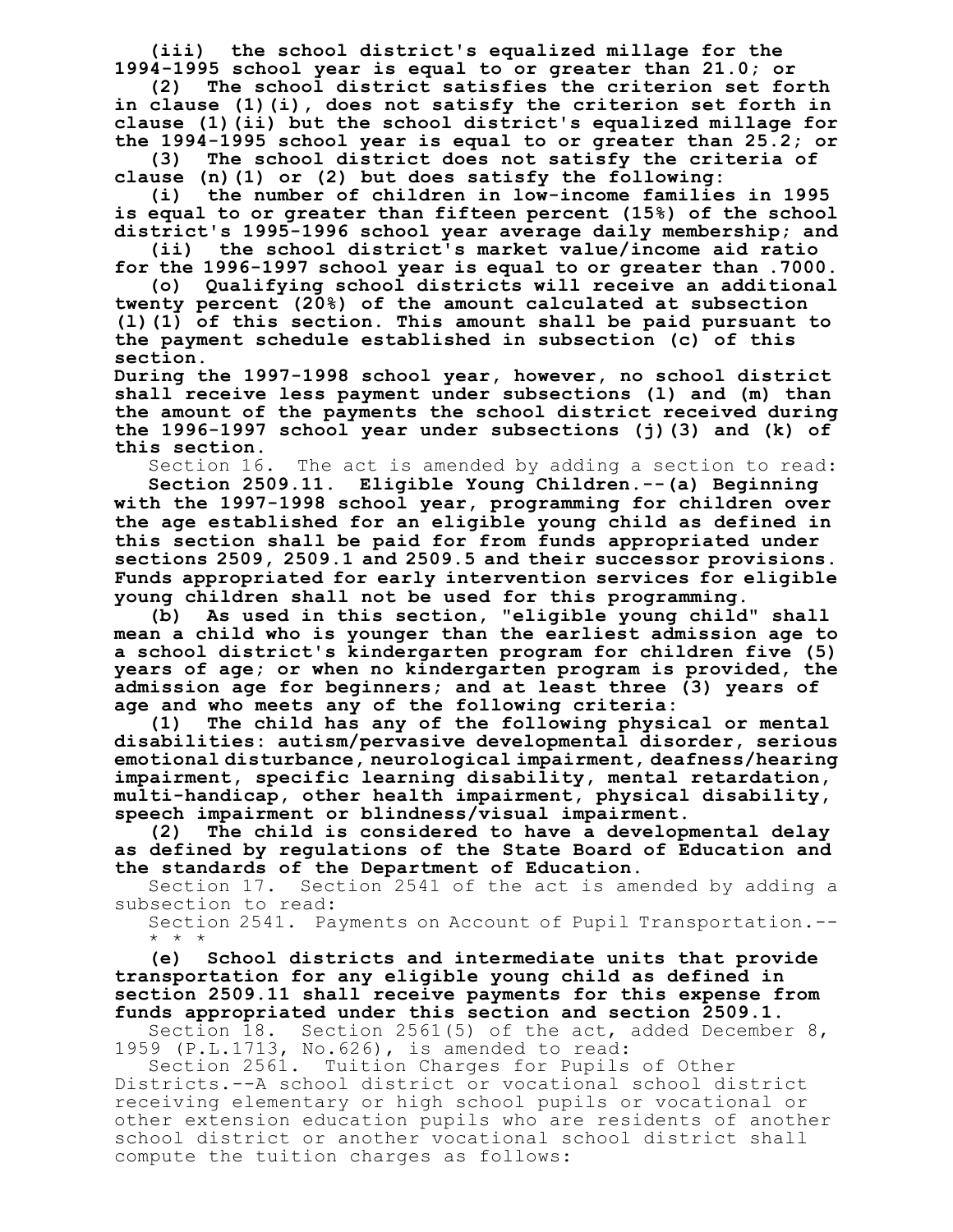**(iii) the school district's equalized millage for the 1994-1995 school year is equal to or greater than 21.0; or**

**(2) The school district satisfies the criterion set forth in clause (1)(i), does not satisfy the criterion set forth in clause (1)(ii) but the school district's equalized millage for the 1994-1995 school year is equal to or greater than 25.2; or**

**(3) The school district does not satisfy the criteria of clause (n)(1) or (2) but does satisfy the following:**

**(i) the number of children in low-income families in 1995 is equal to or greater than fifteen percent (15%) of the school district's 1995-1996 school year average daily membership; and**

**(ii) the school district's market value/income aid ratio for the 1996-1997 school year is equal to or greater than .7000.**

**(o) Qualifying school districts will receive an additional twenty percent (20%) of the amount calculated at subsection (l)(1) of this section. This amount shall be paid pursuant to the payment schedule established in subsection (c) of this section.**

**During the 1997-1998 school year, however, no school district shall receive less payment under subsections (l) and (m) than the amount of the payments the school district received during the 1996-1997 school year under subsections (j)(3) and (k) of this section.**

Section 16. The act is amended by adding a section to read:

**Section 2509.11. Eligible Young Children.--(a) Beginning with the 1997-1998 school year, programming for children over the age established for an eligible young child as defined in this section shall be paid for from funds appropriated under sections 2509, 2509.1 and 2509.5 and their successor provisions. Funds appropriated for early intervention services for eligible young children shall not be used for this programming.**

**(b) As used in this section, "eligible young child" shall mean a child who is younger than the earliest admission age to a school district's kindergarten program for children five (5) years of age; or when no kindergarten program is provided, the admission age for beginners; and at least three (3) years of age and who meets any of the following criteria:**

**(1) The child has any of the following physical or mental disabilities: autism/pervasive developmental disorder, serious emotional disturbance, neurological impairment, deafness/hearing impairment, specific learning disability, mental retardation, multi-handicap, other health impairment, physical disability, speech impairment or blindness/visual impairment.**

**(2) The child is considered to have a developmental delay as defined by regulations of the State Board of Education and the standards of the Department of Education.**

Section 17. Section 2541 of the act is amended by adding a subsection to read:

Section 2541. Payments on Account of Pupil Transportation.--

\* \* \*

**(e) School districts and intermediate units that provide transportation for any eligible young child as defined in section 2509.11 shall receive payments for this expense from funds appropriated under this section and section 2509.1.**

Section 18. Section 2561(5) of the act, added December 8, 1959 (P.L.1713, No.626), is amended to read:

Section 2561. Tuition Charges for Pupils of Other Districts.--A school district or vocational school district receiving elementary or high school pupils or vocational or other extension education pupils who are residents of another school district or another vocational school district shall compute the tuition charges as follows: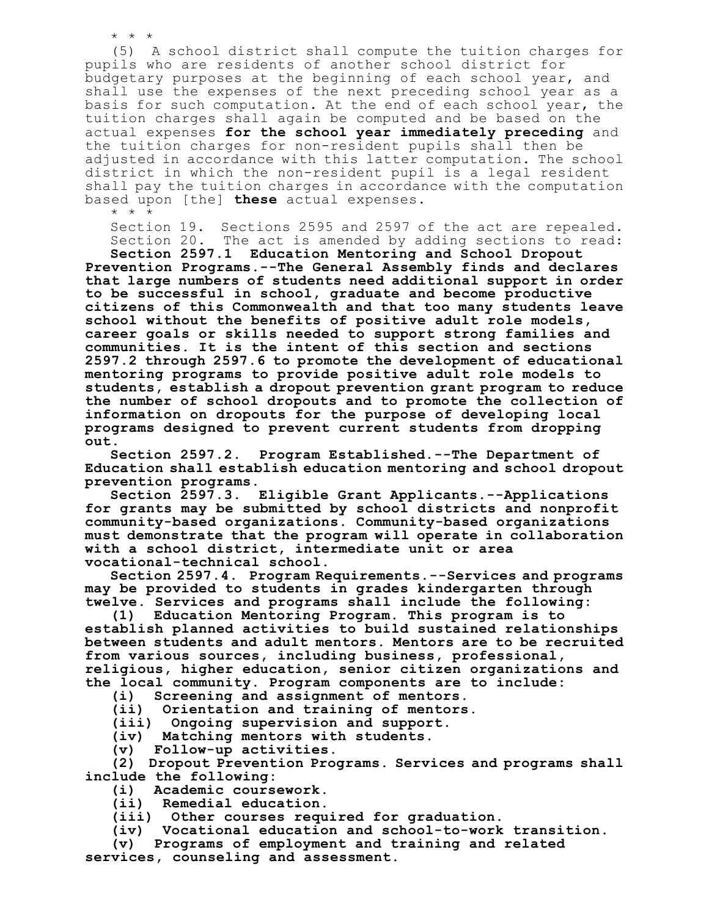\* \* \*

(5) A school district shall compute the tuition charges for pupils who are residents of another school district for budgetary purposes at the beginning of each school year, and shall use the expenses of the next preceding school year as a basis for such computation. At the end of each school year, the tuition charges shall again be computed and be based on the actual expenses **for the school year immediately preceding** and the tuition charges for non-resident pupils shall then be adjusted in accordance with this latter computation. The school district in which the non-resident pupil is a legal resident shall pay the tuition charges in accordance with the computation based upon [the] **these** actual expenses.

\* \* \*

Section 19. Sections 2595 and 2597 of the act are repealed.

Section 20. The act is amended by adding sections to read:

**Section 2597.1 Education Mentoring and School Dropout Prevention Programs.--The General Assembly finds and declares that large numbers of students need additional support in order to be successful in school, graduate and become productive citizens of this Commonwealth and that too many students leave school without the benefits of positive adult role models, career goals or skills needed to support strong families and communities. It is the intent of this section and sections 2597.2 through 2597.6 to promote the development of educational mentoring programs to provide positive adult role models to students, establish a dropout prevention grant program to reduce the number of school dropouts and to promote the collection of information on dropouts for the purpose of developing local programs designed to prevent current students from dropping out.**

**Section 2597.2. Program Established.--The Department of Education shall establish education mentoring and school dropout prevention programs.**

**Section 2597.3. Eligible Grant Applicants.--Applications for grants may be submitted by school districts and nonprofit community-based organizations. Community-based organizations must demonstrate that the program will operate in collaboration with a school district, intermediate unit or area vocational-technical school.**

**Section 2597.4. Program Requirements.--Services and programs may be provided to students in grades kindergarten through twelve. Services and programs shall include the following:**

**(1) Education Mentoring Program. This program is to establish planned activities to build sustained relationships between students and adult mentors. Mentors are to be recruited from various sources, including business, professional, religious, higher education, senior citizen organizations and the local community. Program components are to include:**

**(i) Screening and assignment of mentors.**

**(ii) Orientation and training of mentors.**

**(iii) Ongoing supervision and support.**

**(iv) Matching mentors with students.**

**(v) Follow-up activities.**

**(2) Dropout Prevention Programs. Services and programs shall include the following:**

**(i) Academic coursework.**

**(ii) Remedial education.**

**(iii) Other courses required for graduation.**

**(iv) Vocational education and school-to-work transition.**

**(v) Programs of employment and training and related services, counseling and assessment.**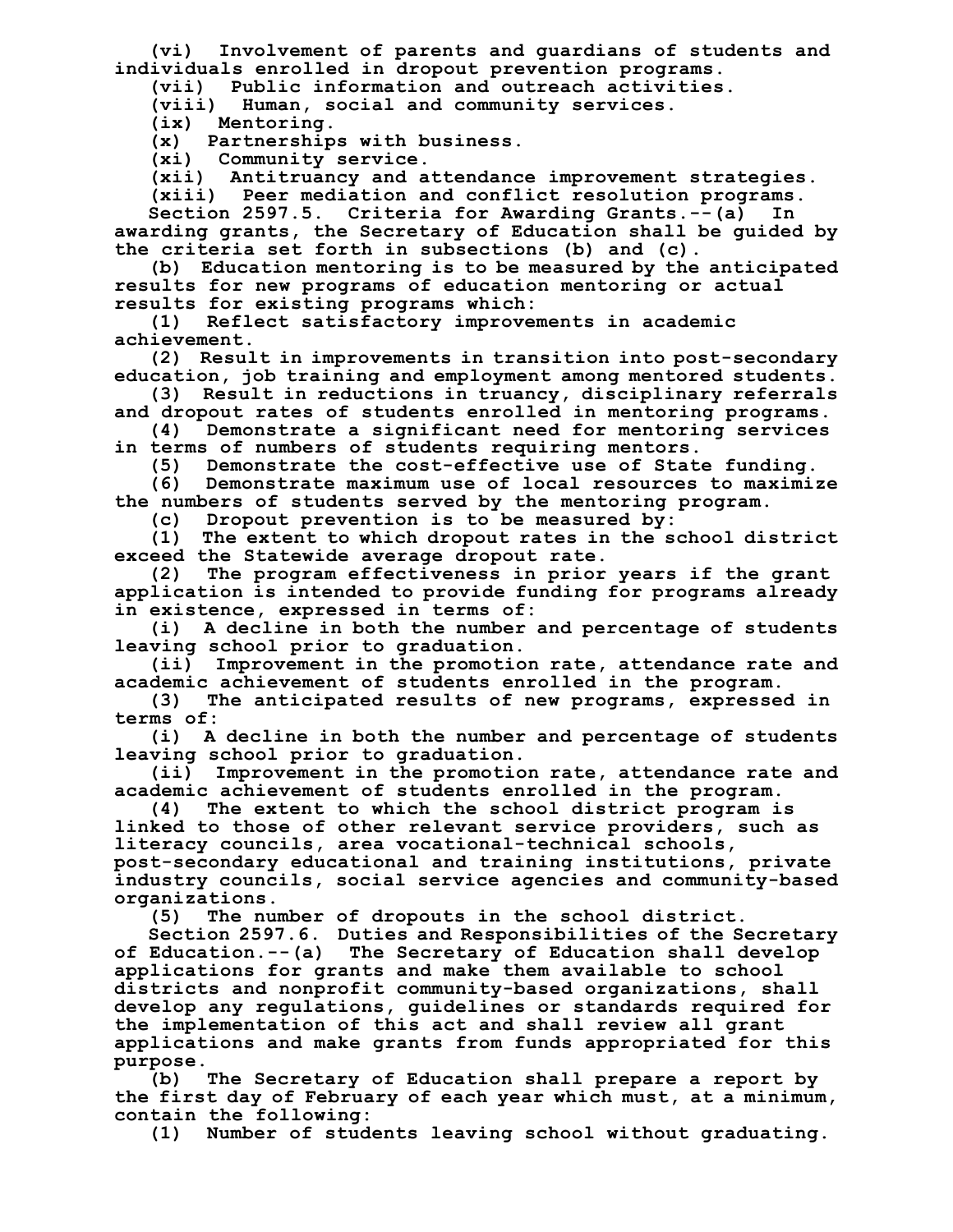(vi) Involvement of parents and guardians of students and individuals enrolled in dropout prevention programs.

(vii) Public information and outreach activities.

(viii) Human, social and community services.

(ix) Mentoring.

(x) Partnerships with business.

(xi) Community service.

(xii) Antitruancy and attendance improvement strategies.

(xiii) Peer mediation and conflict resolution programs.

Section 2597.5. Criteria for Awarding Grants.--(a) In awarding grants, the Secretary of Education shall be guided by the criteria set forth in subsections (b) and (c).

(b) Education mentoring is to be measured by the anticipated results for new programs of education mentoring or actual results for existing programs which:

(1) Reflect satisfactory improvements in academic achievement.

(2) Result in improvements in transition into post-secondary education, job training and employment among mentored students.

(3) Result in reductions in truancy, disciplinary referrals and dropout rates of students enrolled in mentoring programs.

(4) Demonstrate a significant need for mentoring services in terms of numbers of students requiring mentors.

(5) Demonstrate the cost-effective use of State funding.

(6) Demonstrate maximum use of local resources to maximize the numbers of students served by the mentoring program.

(c) Dropout prevention is to be measured by:

(1) The extent to which dropout rates in the school district exceed the Statewide average dropout rate.

(2) The program effectiveness in prior years if the grant application is intended to provide funding for programs already in existence, expressed in terms of:

(i) A decline in both the number and percentage of students leaving school prior to graduation.

(ii) Improvement in the promotion rate, attendance rate and academic achievement of students enrolled in the program.

(3) The anticipated results of new programs, expressed in terms of:

(i) A decline in both the number and percentage of students leaving school prior to graduation.

(ii) Improvement in the promotion rate, attendance rate and academic achievement of students enrolled in the program.

(4) The extent to which the school district program is linked to those of other relevant service providers, such as literacy councils, area vocational-technical schools, post-secondary educational and training institutions, private industry councils, social service agencies and community-based organizations.

(5) The number of dropouts in the school district.

Section 2597.6. Duties and Responsibilities of the Secretary of Education.--(a) The Secretary of Education shall develop applications for grants and make them available to school districts and nonprofit community-based organizations, shall develop any regulations, guidelines or standards required for the implementation of this act and shall review all grant applications and make grants from funds appropriated for this purpose.

(b) The Secretary of Education shall prepare a report by the first day of February of each year which must, at a minimum, contain the following:

(1) Number of students leaving school without graduating.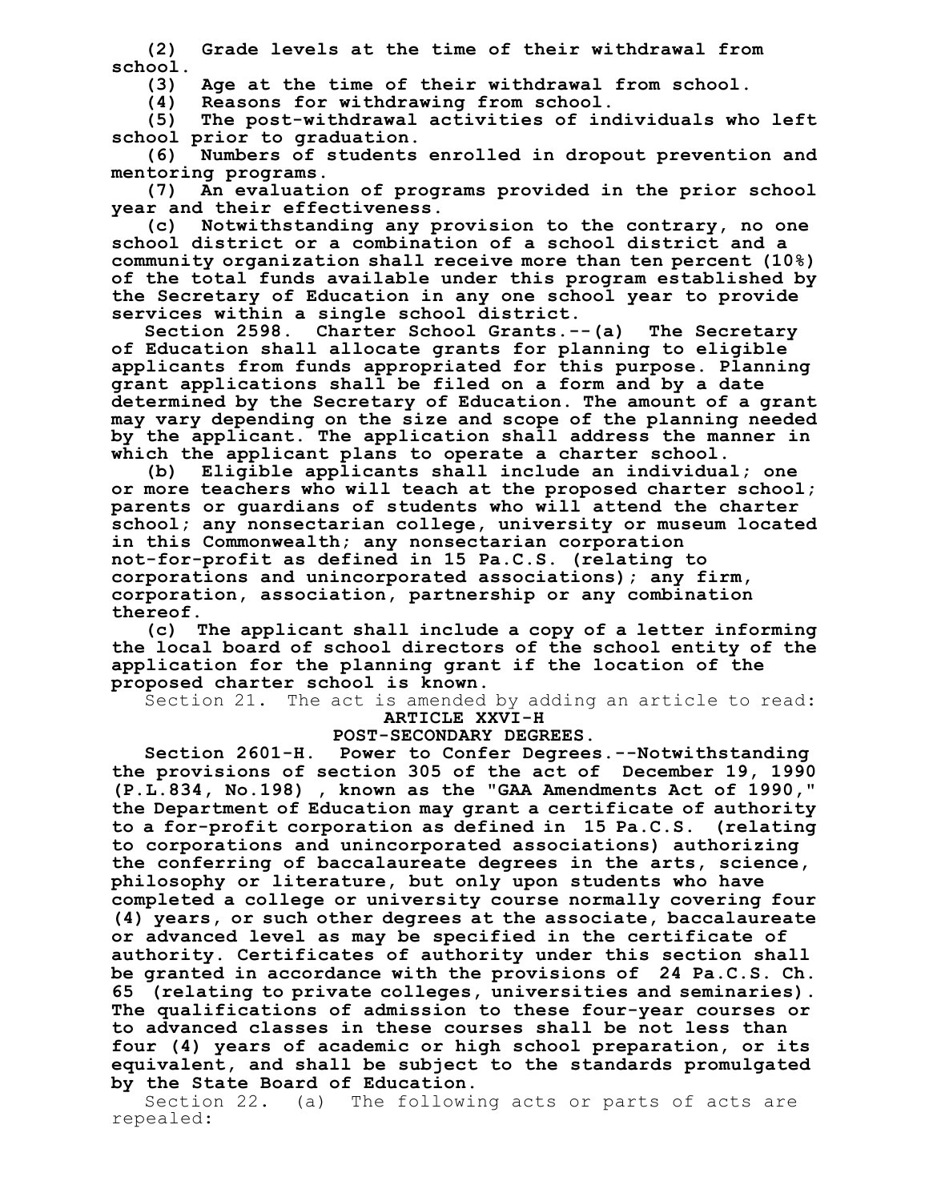**(2) Grade levels at the time of their withdrawal from school.**

**(3) Age at the time of their withdrawal from school.**

**(4) Reasons for withdrawing from school.**

**(5) The post-withdrawal activities of individuals who left school prior to graduation.**

**(6) Numbers of students enrolled in dropout prevention and mentoring programs.**

**(7) An evaluation of programs provided in the prior school year and their effectiveness.**

**(c) Notwithstanding any provision to the contrary, no one school district or a combination of a school district and a community organization shall receive more than ten percent (10%) of the total funds available under this program established by the Secretary of Education in any one school year to provide services within a single school district.**

**Section 2598. Charter School Grants.--(a) The Secretary of Education shall allocate grants for planning to eligible applicants from funds appropriated for this purpose. Planning grant applications shall be filed on a form and by a date determined by the Secretary of Education. The amount of a grant may vary depending on the size and scope of the planning needed by the applicant. The application shall address the manner in which the applicant plans to operate a charter school.**

**(b) Eligible applicants shall include an individual; one or more teachers who will teach at the proposed charter school; parents or guardians of students who will attend the charter school; any nonsectarian college, university or museum located in this Commonwealth; any nonsectarian corporation not-for-profit as defined in 15 Pa.C.S. (relating to corporations and unincorporated associations); any firm, corporation, association, partnership or any combination thereof.**

**(c) The applicant shall include a copy of a letter informing the local board of school directors of the school entity of the application for the planning grant if the location of the proposed charter school is known.**

Section 21. The act is amended by adding an article to read:

**ARTICLE XXVI-H**

**POST-SECONDARY DEGREES.**

**Section 2601-H. Power to Confer Degrees.--Notwithstanding the provisions of section 305 of the act of December 19, 1990 (P.L.834, No.198), known as the "GAA Amendments Act of 1990," the Department of Education may grant a certificate of authority to a for-profit corporation as defined in 15 Pa.C.S. (relating to corporations and unincorporated associations) authorizing the conferring of baccalaureate degrees in the arts, science, philosophy or literature, but only upon students who have completed a college or university course normally covering four (4) years, or such other degrees at the associate, baccalaureate or advanced level as may be specified in the certificate of authority. Certificates of authority under this section shall be granted in accordance with the provisions of 24 Pa.C.S. Ch. 65 (relating to private colleges, universities and seminaries). The qualifications of admission to these four-year courses or to advanced classes in these courses shall be not less than four (4) years of academic or high school preparation, or its equivalent, and shall be subject to the standards promulgated by the State Board of Education.**

Section 22. (a) The following acts or parts of acts are repealed: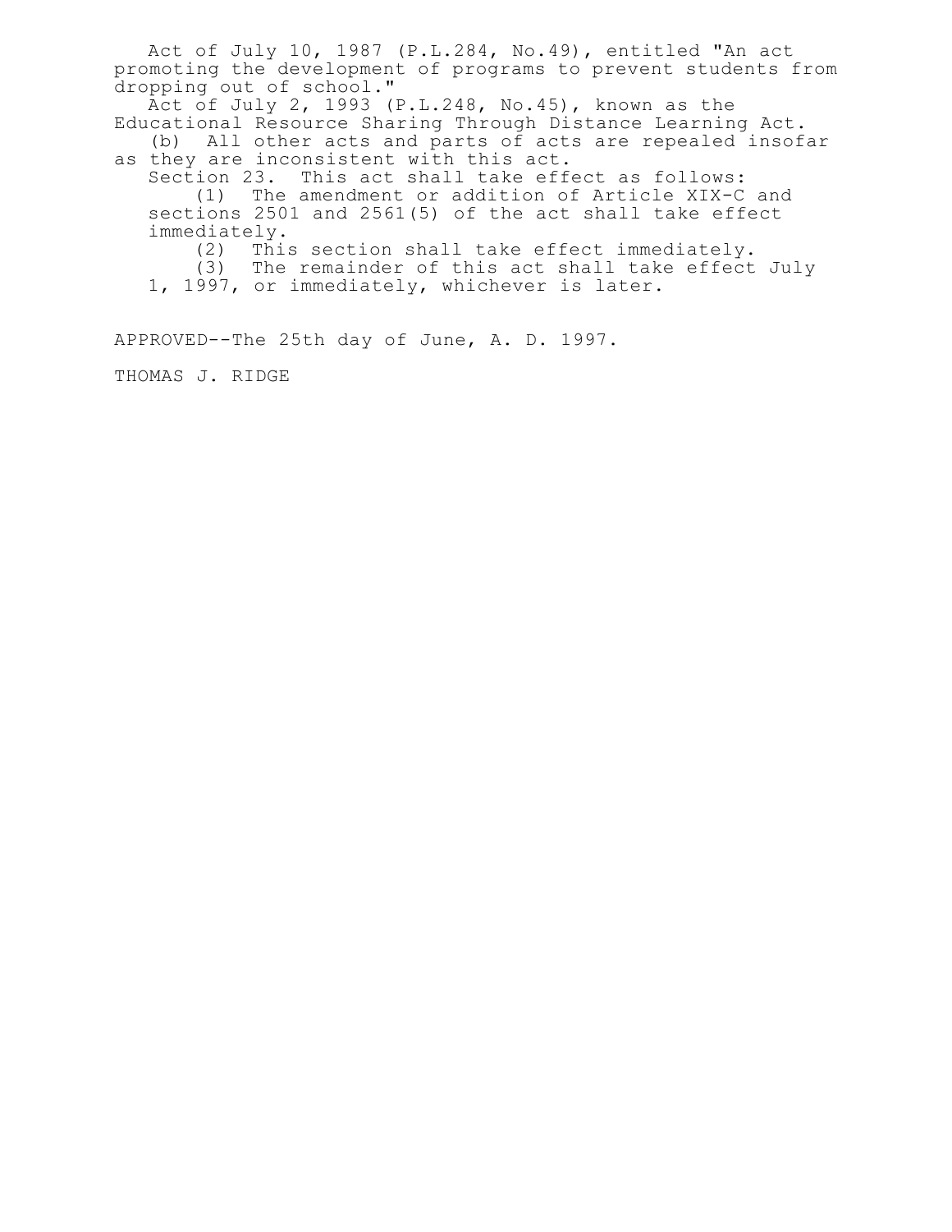Act of July 10, 1987 (P.L.284, No.49), entitled "An act promoting the development of programs to prevent students from dropping out of school."

Act of July 2, 1993 (P.L.248, No.45), known as the Educational Resource Sharing Through Distance Learning Act.

(b) All other acts and parts of acts are repealed insofar as they are inconsistent with this act.

Section 23. This act shall take effect as follows:

(1) The amendment or addition of Article XIX-C and sections 2501 and 2561(5) of the act shall take effect immediately.

(2) This section shall take effect immediately.

(3) The remainder of this act shall take effect July 1, 1997, or immediately, whichever is later.

APPROVED--The 25th day of June, A. D. 1997.

THOMAS J. RIDGE